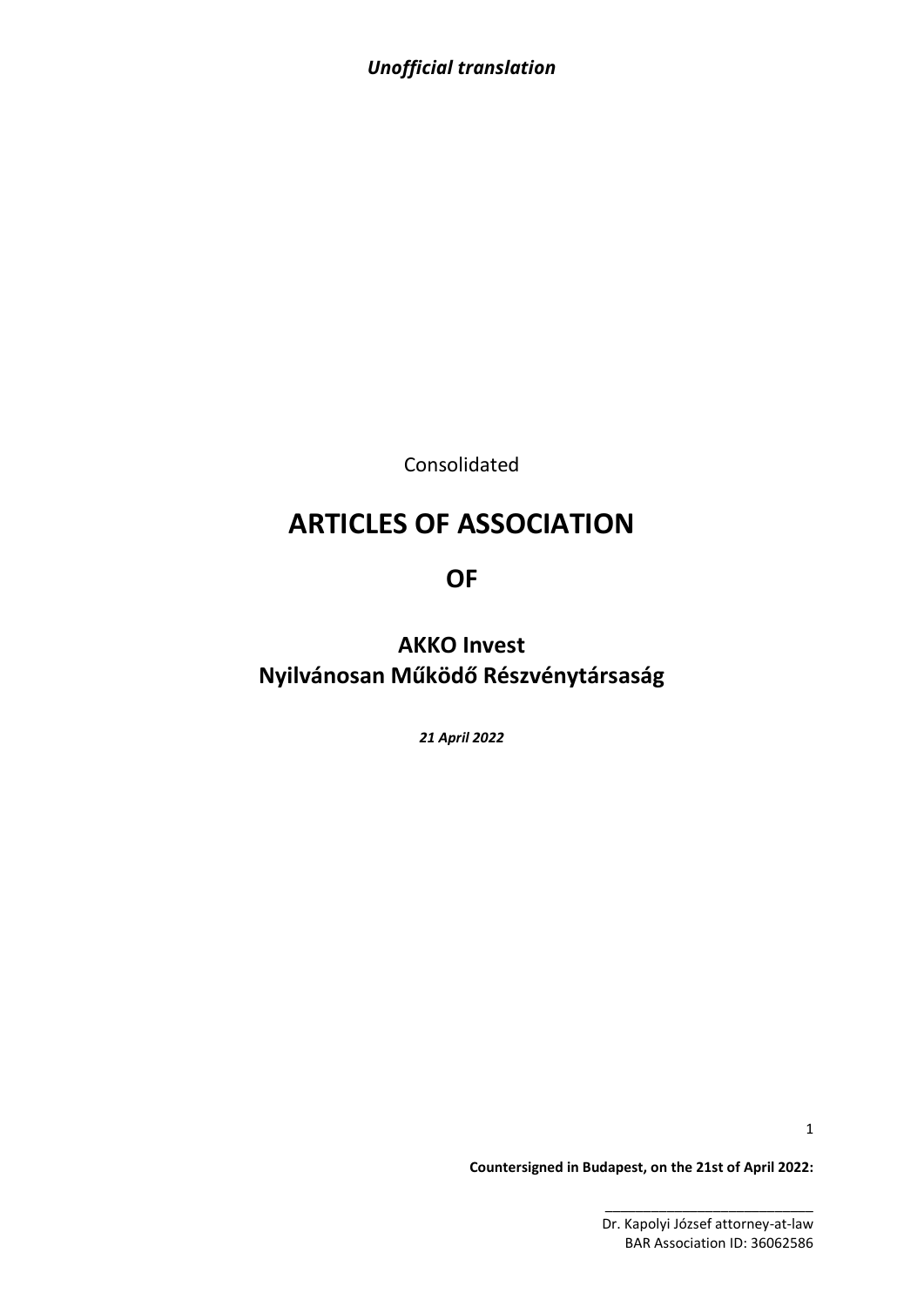***Unofficial translation***

Consolidated

# ARTICLES OF ASSOCIATION

# OF

# AKKO Invest
# Nyilvánosan Működő Részvénytársaság

***21 April 2022***

**Countersigned in Budapest, on the 21st of April 2022:**

\_\_\_\_\_\_\_\_\_\_\_\_\_\_\_\_\_\_\_\_\_\_\_\_\_\_\_\_

Dr. Kapolyi József attorney-at-law
BAR Association ID: 36062586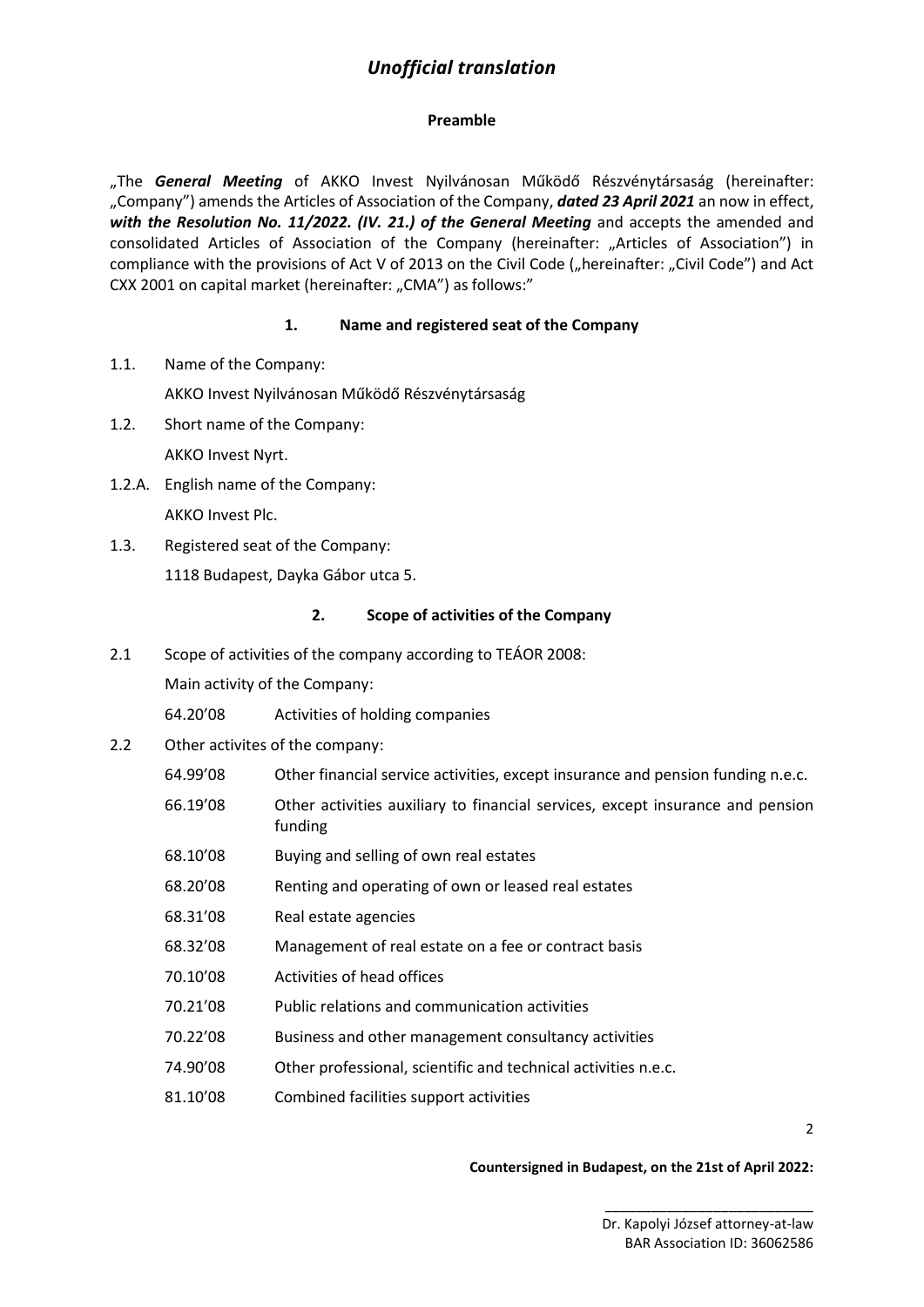# *Unofficial translation*

**Preamble**

„The ***General Meeting*** of AKKO Invest Nyilvánosan Működő Részvénytársaság (hereinafter: „Company") amends the Articles of Association of the Company, ***dated 23 April 2021*** an now in effect, ***with the Resolution No. 11/2022. (IV. 21.) of the General Meeting*** and accepts the amended and consolidated Articles of Association of the Company (hereinafter: „Articles of Association") in compliance with the provisions of Act V of 2013 on the Civil Code („hereinafter: „Civil Code") and Act CXX 2001 on capital market (hereinafter: „CMA") as follows:"

## 1. Name and registered seat of the Company

1.1. Name of the Company:

AKKO Invest Nyilvánosan Működő Részvénytársaság

1.2. Short name of the Company:

AKKO Invest Nyrt.

1.2.A. English name of the Company:

AKKO Invest Plc.

1.3. Registered seat of the Company:

1118 Budapest, Dayka Gábor utca 5.

## 2. Scope of activities of the Company

2.1 Scope of activities of the company according to TEÁOR 2008:

Main activity of the Company:

64.20'08 Activities of holding companies

2.2 Other activites of the company:

| | |
|---|---|
| 64.99'08 | Other financial service activities, except insurance and pension funding n.e.c. |
| 66.19'08 | Other activities auxiliary to financial services, except insurance and pension funding |
| 68.10'08 | Buying and selling of own real estates |
| 68.20'08 | Renting and operating of own or leased real estates |
| 68.31'08 | Real estate agencies |
| 68.32'08 | Management of real estate on a fee or contract basis |
| 70.10'08 | Activities of head offices |
| 70.21'08 | Public relations and communication activities |
| 70.22'08 | Business and other management consultancy activities |
| 74.90'08 | Other professional, scientific and technical activities n.e.c. |
| 81.10'08 | Combined facilities support activities |

**Countersigned in Budapest, on the 21st of April 2022:**

\_\_\_\_\_\_\_\_\_\_\_\_\_\_\_\_\_\_\_\_\_\_\_\_\_\_\_\_

Dr. Kapolyi József attorney-at-law
BAR Association ID: 36062586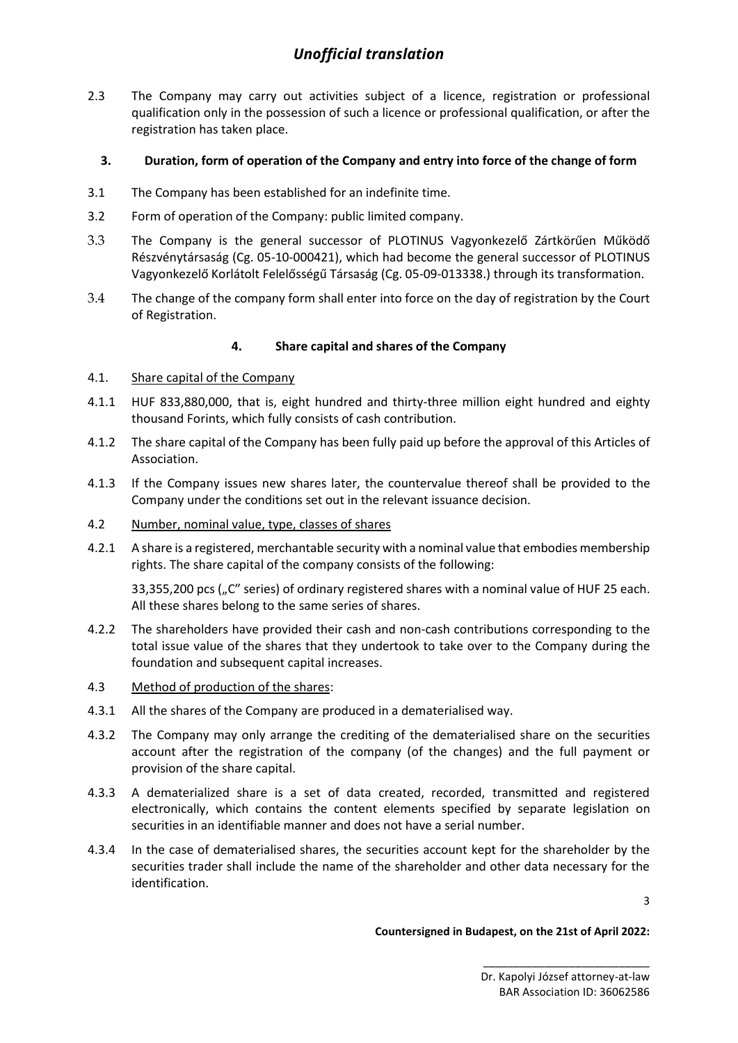2.3 The Company may carry out activities subject of a licence, registration or professional qualification only in the possession of such a licence or professional qualification, or after the registration has taken place.

## 3. Duration, form of operation of the Company and entry into force of the change of form

3.1 The Company has been established for an indefinite time.

3.2 Form of operation of the Company: public limited company.

3.3 The Company is the general successor of PLOTINUS Vagyonkezelő Zártkörűen Működő Részvénytársaság (Cg. 05-10-000421), which had become the general successor of PLOTINUS Vagyonkezelő Korlátolt Felelősségű Társaság (Cg. 05-09-013338.) through its transformation.

3.4 The change of the company form shall enter into force on the day of registration by the Court of Registration.

## 4. Share capital and shares of the Company

4.1. Share capital of the Company

4.1.1 HUF 833,880,000, that is, eight hundred and thirty-three million eight hundred and eighty thousand Forints, which fully consists of cash contribution.

4.1.2 The share capital of the Company has been fully paid up before the approval of this Articles of Association.

4.1.3 If the Company issues new shares later, the countervalue thereof shall be provided to the Company under the conditions set out in the relevant issuance decision.

4.2 Number, nominal value, type, classes of shares

4.2.1 A share is a registered, merchantable security with a nominal value that embodies membership rights. The share capital of the company consists of the following:

33,355,200 pcs („C" series) of ordinary registered shares with a nominal value of HUF 25 each. All these shares belong to the same series of shares.

4.2.2 The shareholders have provided their cash and non-cash contributions corresponding to the total issue value of the shares that they undertook to take over to the Company during the foundation and subsequent capital increases.

4.3 Method of production of the shares:

4.3.1 All the shares of the Company are produced in a dematerialised way.

4.3.2 The Company may only arrange the crediting of the dematerialised share on the securities account after the registration of the company (of the changes) and the full payment or provision of the share capital.

4.3.3 A dematerialized share is a set of data created, recorded, transmitted and registered electronically, which contains the content elements specified by separate legislation on securities in an identifiable manner and does not have a serial number.

4.3.4 In the case of dematerialised shares, the securities account kept for the shareholder by the securities trader shall include the name of the shareholder and other data necessary for the identification.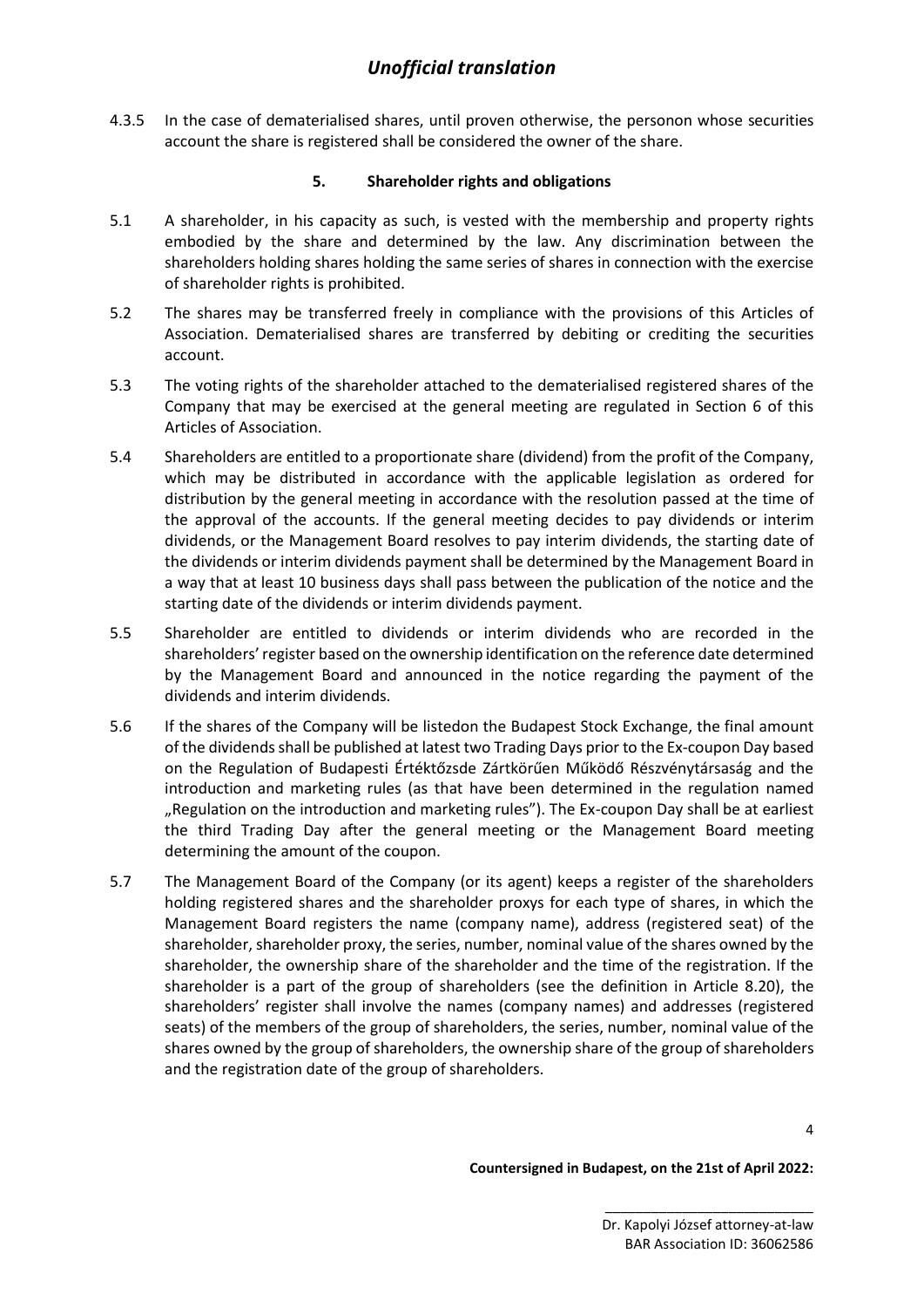4.3.5 In the case of dematerialised shares, until proven otherwise, the personon whose securities account the share is registered shall be considered the owner of the share.

## 5. Shareholder rights and obligations

5.1 A shareholder, in his capacity as such, is vested with the membership and property rights embodied by the share and determined by the law. Any discrimination between the shareholders holding shares holding the same series of shares in connection with the exercise of shareholder rights is prohibited.

5.2 The shares may be transferred freely in compliance with the provisions of this Articles of Association. Dematerialised shares are transferred by debiting or crediting the securities account.

5.3 The voting rights of the shareholder attached to the dematerialised registered shares of the Company that may be exercised at the general meeting are regulated in Section 6 of this Articles of Association.

5.4 Shareholders are entitled to a proportionate share (dividend) from the profit of the Company, which may be distributed in accordance with the applicable legislation as ordered for distribution by the general meeting in accordance with the resolution passed at the time of the approval of the accounts. If the general meeting decides to pay dividends or interim dividends, or the Management Board resolves to pay interim dividends, the starting date of the dividends or interim dividends payment shall be determined by the Management Board in a way that at least 10 business days shall pass between the publication of the notice and the starting date of the dividends or interim dividends payment.

5.5 Shareholder are entitled to dividends or interim dividends who are recorded in the shareholders' register based on the ownership identification on the reference date determined by the Management Board and announced in the notice regarding the payment of the dividends and interim dividends.

5.6 If the shares of the Company will be listedon the Budapest Stock Exchange, the final amount of the dividends shall be published at latest two Trading Days prior to the Ex-coupon Day based on the Regulation of Budapesti Értéktőzsde Zártkörűen Működő Részvénytársaság and the introduction and marketing rules (as that have been determined in the regulation named „Regulation on the introduction and marketing rules"). The Ex-coupon Day shall be at earliest the third Trading Day after the general meeting or the Management Board meeting determining the amount of the coupon.

5.7 The Management Board of the Company (or its agent) keeps a register of the shareholders holding registered shares and the shareholder proxys for each type of shares, in which the Management Board registers the name (company name), address (registered seat) of the shareholder, shareholder proxy, the series, number, nominal value of the shares owned by the shareholder, the ownership share of the shareholder and the time of the registration. If the shareholder is a part of the group of shareholders (see the definition in Article 8.20), the shareholders' register shall involve the names (company names) and addresses (registered seats) of the members of the group of shareholders, the series, number, nominal value of the shares owned by the group of shareholders, the ownership share of the group of shareholders and the registration date of the group of shareholders.

**Countersigned in Budapest, on the 21st of April 2022:**

\_\_\_\_\_\_\_\_\_\_\_\_\_\_\_\_\_\_\_\_\_\_\_\_\_\_\_\_

Dr. Kapolyi József attorney-at-law
BAR Association ID: 36062586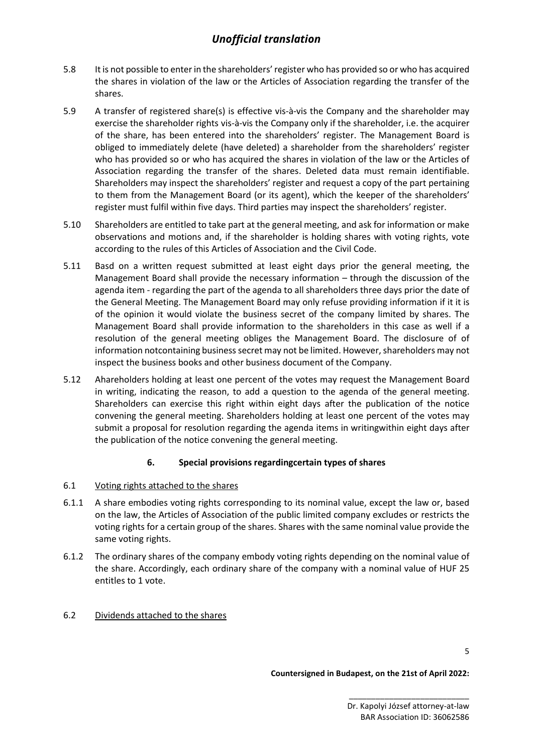5.8 It is not possible to enter in the shareholders' register who has provided so or who has acquired the shares in violation of the law or the Articles of Association regarding the transfer of the shares.

5.9 A transfer of registered share(s) is effective vis-à-vis the Company and the shareholder may exercise the shareholder rights vis-à-vis the Company only if the shareholder, i.e. the acquirer of the share, has been entered into the shareholders' register. The Management Board is obliged to immediately delete (have deleted) a shareholder from the shareholders' register who has provided so or who has acquired the shares in violation of the law or the Articles of Association regarding the transfer of the shares. Deleted data must remain identifiable. Shareholders may inspect the shareholders' register and request a copy of the part pertaining to them from the Management Board (or its agent), which the keeper of the shareholders' register must fulfil within five days. Third parties may inspect the shareholders' register.

5.10 Shareholders are entitled to take part at the general meeting, and ask for information or make observations and motions and, if the shareholder is holding shares with voting rights, vote according to the rules of this Articles of Association and the Civil Code.

5.11 Basd on a written request submitted at least eight days prior the general meeting, the Management Board shall provide the necessary information – through the discussion of the agenda item - regarding the part of the agenda to all shareholders three days prior the date of the General Meeting. The Management Board may only refuse providing information if it it is of the opinion it would violate the business secret of the company limited by shares. The Management Board shall provide information to the shareholders in this case as well if a resolution of the general meeting obliges the Management Board. The disclosure of of information notcontaining business secret may not be limited. However, shareholders may not inspect the business books and other business document of the Company.

5.12 Ahareholders holding at least one percent of the votes may request the Management Board in writing, indicating the reason, to add a question to the agenda of the general meeting. Shareholders can exercise this right within eight days after the publication of the notice convening the general meeting. Shareholders holding at least one percent of the votes may submit a proposal for resolution regarding the agenda items in writingwithin eight days after the publication of the notice convening the general meeting.

## 6. Special provisions regardingcertain types of shares

6.1 Voting rights attached to the shares

6.1.1 A share embodies voting rights corresponding to its nominal value, except the law or, based on the law, the Articles of Association of the public limited company excludes or restricts the voting rights for a certain group of the shares. Shares with the same nominal value provide the same voting rights.

6.1.2 The ordinary shares of the company embody voting rights depending on the nominal value of the share. Accordingly, each ordinary share of the company with a nominal value of HUF 25 entitles to 1 vote.

6.2 Dividends attached to the shares

**Countersigned in Budapest, on the 21st of April 2022:**

\_\_\_\_\_\_\_\_\_\_\_\_\_\_\_\_\_\_\_\_\_\_\_\_\_\_\_\_

Dr. Kapolyi József attorney-at-law
BAR Association ID: 36062586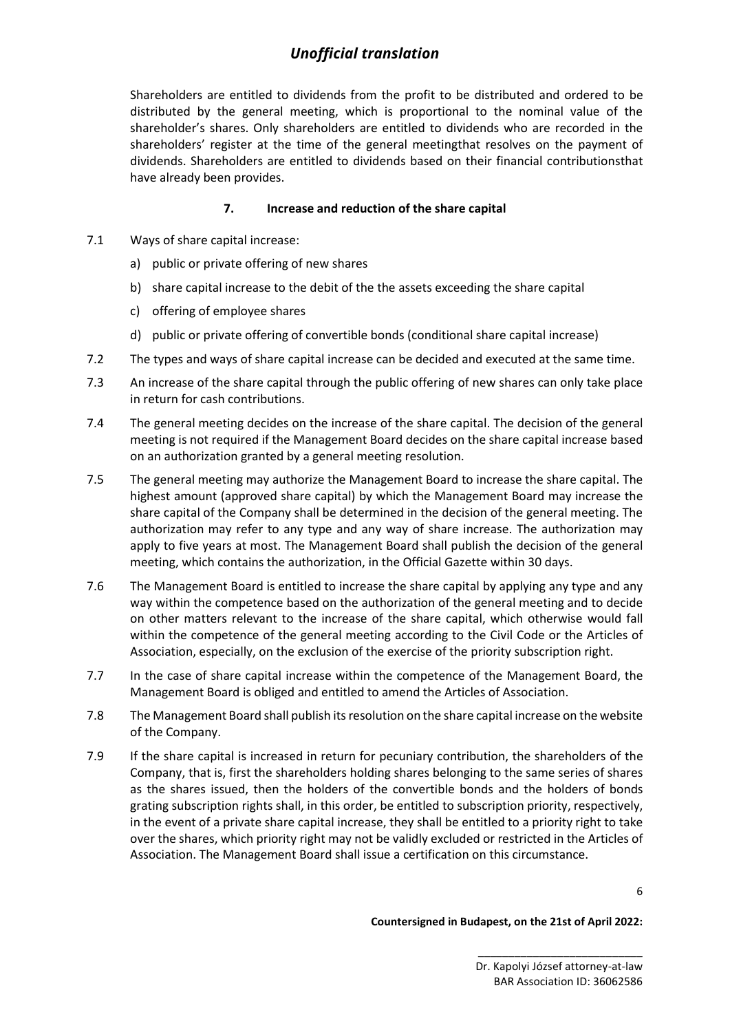Shareholders are entitled to dividends from the profit to be distributed and ordered to be distributed by the general meeting, which is proportional to the nominal value of the shareholder's shares. Only shareholders are entitled to dividends who are recorded in the shareholders' register at the time of the general meetingthat resolves on the payment of dividends. Shareholders are entitled to dividends based on their financial contributionsthat have already been provides.

### 7. Increase and reduction of the share capital

7.1 Ways of share capital increase:

a) public or private offering of new shares

b) share capital increase to the debit of the the assets exceeding the share capital

c) offering of employee shares

d) public or private offering of convertible bonds (conditional share capital increase)

7.2 The types and ways of share capital increase can be decided and executed at the same time.

7.3 An increase of the share capital through the public offering of new shares can only take place in return for cash contributions.

7.4 The general meeting decides on the increase of the share capital. The decision of the general meeting is not required if the Management Board decides on the share capital increase based on an authorization granted by a general meeting resolution.

7.5 The general meeting may authorize the Management Board to increase the share capital. The highest amount (approved share capital) by which the Management Board may increase the share capital of the Company shall be determined in the decision of the general meeting. The authorization may refer to any type and any way of share increase. The authorization may apply to five years at most. The Management Board shall publish the decision of the general meeting, which contains the authorization, in the Official Gazette within 30 days.

7.6 The Management Board is entitled to increase the share capital by applying any type and any way within the competence based on the authorization of the general meeting and to decide on other matters relevant to the increase of the share capital, which otherwise would fall within the competence of the general meeting according to the Civil Code or the Articles of Association, especially, on the exclusion of the exercise of the priority subscription right.

7.7 In the case of share capital increase within the competence of the Management Board, the Management Board is obliged and entitled to amend the Articles of Association.

7.8 The Management Board shall publish its resolution on the share capital increase on the website of the Company.

7.9 If the share capital is increased in return for pecuniary contribution, the shareholders of the Company, that is, first the shareholders holding shares belonging to the same series of shares as the shares issued, then the holders of the convertible bonds and the holders of bonds grating subscription rights shall, in this order, be entitled to subscription priority, respectively, in the event of a private share capital increase, they shall be entitled to a priority right to take over the shares, which priority right may not be validly excluded or restricted in the Articles of Association. The Management Board shall issue a certification on this circumstance.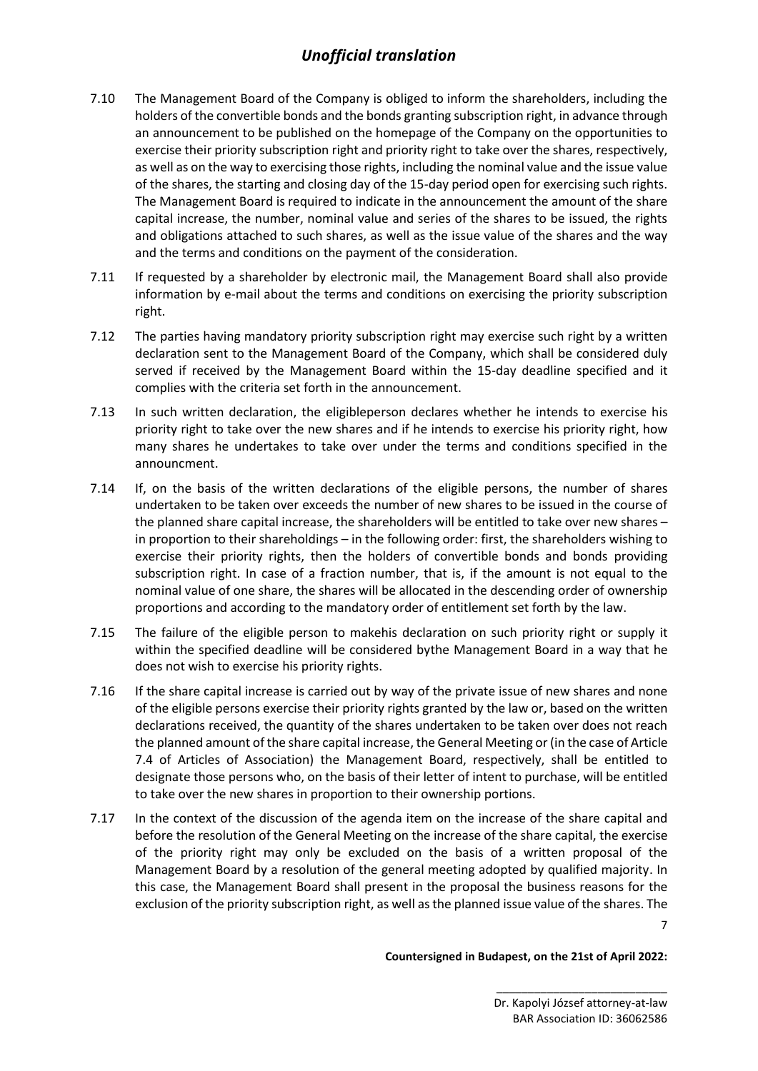7.10 The Management Board of the Company is obliged to inform the shareholders, including the holders of the convertible bonds and the bonds granting subscription right, in advance through an announcement to be published on the homepage of the Company on the opportunities to exercise their priority subscription right and priority right to take over the shares, respectively, as well as on the way to exercising those rights, including the nominal value and the issue value of the shares, the starting and closing day of the 15-day period open for exercising such rights. The Management Board is required to indicate in the announcement the amount of the share capital increase, the number, nominal value and series of the shares to be issued, the rights and obligations attached to such shares, as well as the issue value of the shares and the way and the terms and conditions on the payment of the consideration.

7.11 If requested by a shareholder by electronic mail, the Management Board shall also provide information by e-mail about the terms and conditions on exercising the priority subscription right.

7.12 The parties having mandatory priority subscription right may exercise such right by a written declaration sent to the Management Board of the Company, which shall be considered duly served if received by the Management Board within the 15-day deadline specified and it complies with the criteria set forth in the announcement.

7.13 In such written declaration, the eligibleperson declares whether he intends to exercise his priority right to take over the new shares and if he intends to exercise his priority right, how many shares he undertakes to take over under the terms and conditions specified in the announcment.

7.14 If, on the basis of the written declarations of the eligible persons, the number of shares undertaken to be taken over exceeds the number of new shares to be issued in the course of the planned share capital increase, the shareholders will be entitled to take over new shares – in proportion to their shareholdings – in the following order: first, the shareholders wishing to exercise their priority rights, then the holders of convertible bonds and bonds providing subscription right. In case of a fraction number, that is, if the amount is not equal to the nominal value of one share, the shares will be allocated in the descending order of ownership proportions and according to the mandatory order of entitlement set forth by the law.

7.15 The failure of the eligible person to makehis declaration on such priority right or supply it within the specified deadline will be considered bythe Management Board in a way that he does not wish to exercise his priority rights.

7.16 If the share capital increase is carried out by way of the private issue of new shares and none of the eligible persons exercise their priority rights granted by the law or, based on the written declarations received, the quantity of the shares undertaken to be taken over does not reach the planned amount of the share capital increase, the General Meeting or (in the case of Article 7.4 of Articles of Association) the Management Board, respectively, shall be entitled to designate those persons who, on the basis of their letter of intent to purchase, will be entitled to take over the new shares in proportion to their ownership portions.

7.17 In the context of the discussion of the agenda item on the increase of the share capital and before the resolution of the General Meeting on the increase of the share capital, the exercise of the priority right may only be excluded on the basis of a written proposal of the Management Board by a resolution of the general meeting adopted by qualified majority. In this case, the Management Board shall present in the proposal the business reasons for the exclusion of the priority subscription right, as well as the planned issue value of the shares. The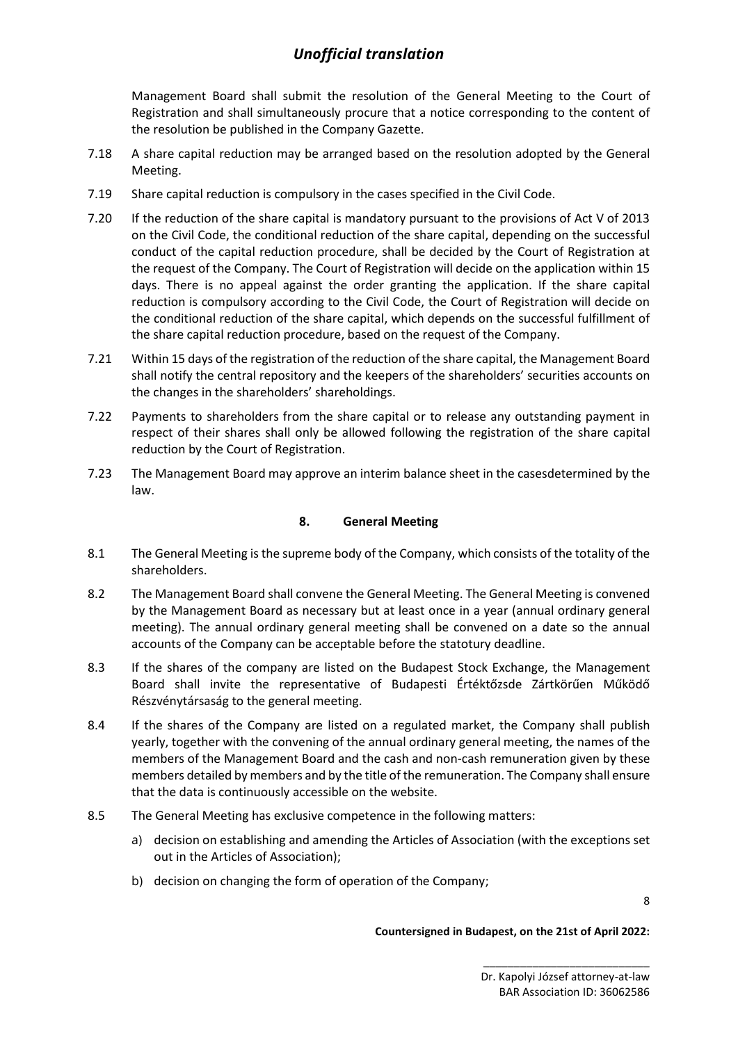Management Board shall submit the resolution of the General Meeting to the Court of Registration and shall simultaneously procure that a notice corresponding to the content of the resolution be published in the Company Gazette.

7.18 A share capital reduction may be arranged based on the resolution adopted by the General Meeting.

7.19 Share capital reduction is compulsory in the cases specified in the Civil Code.

7.20 If the reduction of the share capital is mandatory pursuant to the provisions of Act V of 2013 on the Civil Code, the conditional reduction of the share capital, depending on the successful conduct of the capital reduction procedure, shall be decided by the Court of Registration at the request of the Company. The Court of Registration will decide on the application within 15 days. There is no appeal against the order granting the application. If the share capital reduction is compulsory according to the Civil Code, the Court of Registration will decide on the conditional reduction of the share capital, which depends on the successful fulfillment of the share capital reduction procedure, based on the request of the Company.

7.21 Within 15 days of the registration of the reduction of the share capital, the Management Board shall notify the central repository and the keepers of the shareholders' securities accounts on the changes in the shareholders' shareholdings.

7.22 Payments to shareholders from the share capital or to release any outstanding payment in respect of their shares shall only be allowed following the registration of the share capital reduction by the Court of Registration.

7.23 The Management Board may approve an interim balance sheet in the casesdetermined by the law.

## 8. General Meeting

8.1 The General Meeting is the supreme body of the Company, which consists of the totality of the shareholders.

8.2 The Management Board shall convene the General Meeting. The General Meeting is convened by the Management Board as necessary but at least once in a year (annual ordinary general meeting). The annual ordinary general meeting shall be convened on a date so the annual accounts of the Company can be acceptable before the statotury deadline.

8.3 If the shares of the company are listed on the Budapest Stock Exchange, the Management Board shall invite the representative of Budapesti Értéktőzsde Zártkörűen Működő Részvénytársaság to the general meeting.

8.4 If the shares of the Company are listed on a regulated market, the Company shall publish yearly, together with the convening of the annual ordinary general meeting, the names of the members of the Management Board and the cash and non-cash remuneration given by these members detailed by members and by the title of the remuneration. The Company shall ensure that the data is continuously accessible on the website.

8.5 The General Meeting has exclusive competence in the following matters:

a) decision on establishing and amending the Articles of Association (with the exceptions set out in the Articles of Association);

b) decision on changing the form of operation of the Company;

**Countersigned in Budapest, on the 21st of April 2022:**

\_\_\_\_\_\_\_\_\_\_\_\_\_\_\_\_\_\_\_\_\_\_\_\_\_\_\_\_

Dr. Kapolyi József attorney-at-law
BAR Association ID: 36062586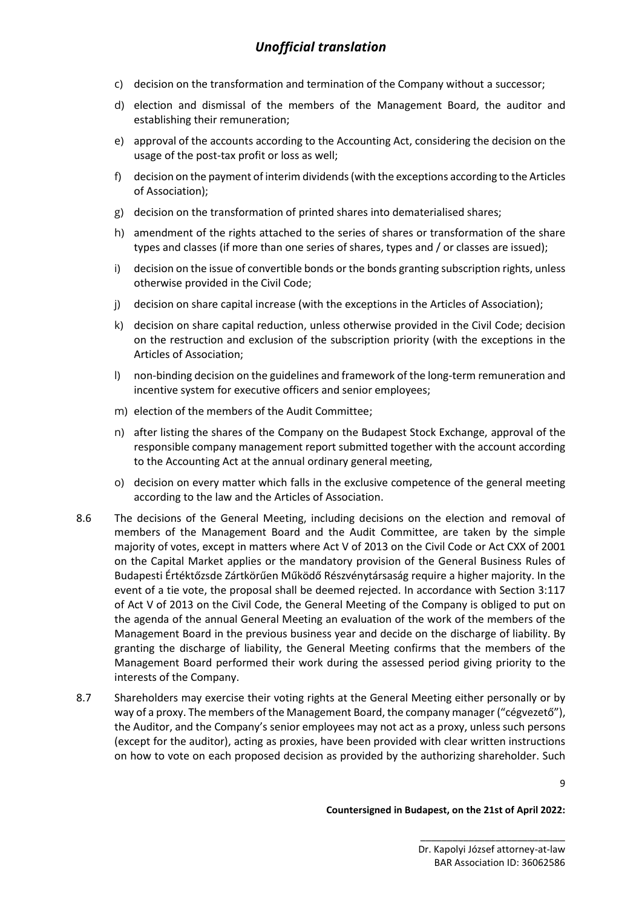c) decision on the transformation and termination of the Company without a successor;

d) election and dismissal of the members of the Management Board, the auditor and establishing their remuneration;

e) approval of the accounts according to the Accounting Act, considering the decision on the usage of the post-tax profit or loss as well;

f) decision on the payment of interim dividends (with the exceptions according to the Articles of Association);

g) decision on the transformation of printed shares into dematerialised shares;

h) amendment of the rights attached to the series of shares or transformation of the share types and classes (if more than one series of shares, types and / or classes are issued);

i) decision on the issue of convertible bonds or the bonds granting subscription rights, unless otherwise provided in the Civil Code;

j) decision on share capital increase (with the exceptions in the Articles of Association);

k) decision on share capital reduction, unless otherwise provided in the Civil Code; decision on the restruction and exclusion of the subscription priority (with the exceptions in the Articles of Association;

l) non-binding decision on the guidelines and framework of the long-term remuneration and incentive system for executive officers and senior employees;

m) election of the members of the Audit Committee;

n) after listing the shares of the Company on the Budapest Stock Exchange, approval of the responsible company management report submitted together with the account according to the Accounting Act at the annual ordinary general meeting,

o) decision on every matter which falls in the exclusive competence of the general meeting according to the law and the Articles of Association.

8.6 The decisions of the General Meeting, including decisions on the election and removal of members of the Management Board and the Audit Committee, are taken by the simple majority of votes, except in matters where Act V of 2013 on the Civil Code or Act CXX of 2001 on the Capital Market applies or the mandatory provision of the General Business Rules of Budapesti Értéktőzsde Zártkörűen Működő Részvénytársaság require a higher majority. In the event of a tie vote, the proposal shall be deemed rejected. In accordance with Section 3:117 of Act V of 2013 on the Civil Code, the General Meeting of the Company is obliged to put on the agenda of the annual General Meeting an evaluation of the work of the members of the Management Board in the previous business year and decide on the discharge of liability. By granting the discharge of liability, the General Meeting confirms that the members of the Management Board performed their work during the assessed period giving priority to the interests of the Company.

8.7 Shareholders may exercise their voting rights at the General Meeting either personally or by way of a proxy. The members of the Management Board, the company manager ("cégvezető"), the Auditor, and the Company's senior employees may not act as a proxy, unless such persons (except for the auditor), acting as proxies, have been provided with clear written instructions on how to vote on each proposed decision as provided by the authorizing shareholder. Such

**Countersigned in Budapest, on the 21st of April 2022:**

Dr. Kapolyi József attorney-at-law
BAR Association ID: 36062586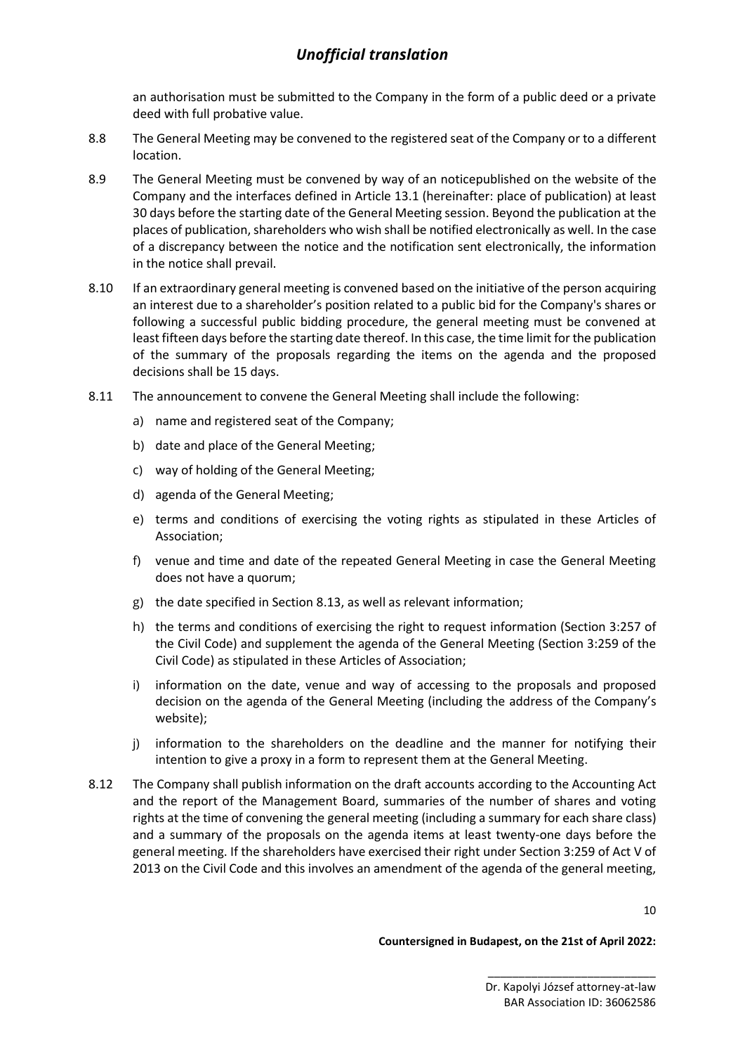an authorisation must be submitted to the Company in the form of a public deed or a private deed with full probative value.

8.8 The General Meeting may be convened to the registered seat of the Company or to a different location.

8.9 The General Meeting must be convened by way of an noticepublished on the website of the Company and the interfaces defined in Article 13.1 (hereinafter: place of publication) at least 30 days before the starting date of the General Meeting session. Beyond the publication at the places of publication, shareholders who wish shall be notified electronically as well. In the case of a discrepancy between the notice and the notification sent electronically, the information in the notice shall prevail.

8.10 If an extraordinary general meeting is convened based on the initiative of the person acquiring an interest due to a shareholder's position related to a public bid for the Company's shares or following a successful public bidding procedure, the general meeting must be convened at least fifteen days before the starting date thereof. In this case, the time limit for the publication of the summary of the proposals regarding the items on the agenda and the proposed decisions shall be 15 days.

8.11 The announcement to convene the General Meeting shall include the following:

a) name and registered seat of the Company;

b) date and place of the General Meeting;

c) way of holding of the General Meeting;

d) agenda of the General Meeting;

e) terms and conditions of exercising the voting rights as stipulated in these Articles of Association;

f) venue and time and date of the repeated General Meeting in case the General Meeting does not have a quorum;

g) the date specified in Section 8.13, as well as relevant information;

h) the terms and conditions of exercising the right to request information (Section 3:257 of the Civil Code) and supplement the agenda of the General Meeting (Section 3:259 of the Civil Code) as stipulated in these Articles of Association;

i) information on the date, venue and way of accessing to the proposals and proposed decision on the agenda of the General Meeting (including the address of the Company's website);

j) information to the shareholders on the deadline and the manner for notifying their intention to give a proxy in a form to represent them at the General Meeting.

8.12 The Company shall publish information on the draft accounts according to the Accounting Act and the report of the Management Board, summaries of the number of shares and voting rights at the time of convening the general meeting (including a summary for each share class) and a summary of the proposals on the agenda items at least twenty-one days before the general meeting. If the shareholders have exercised their right under Section 3:259 of Act V of 2013 on the Civil Code and this involves an amendment of the agenda of the general meeting,

**Countersigned in Budapest, on the 21st of April 2022:**

\_\_\_\_\_\_\_\_\_\_\_\_\_\_\_\_\_\_\_\_\_\_\_\_\_\_\_\_

Dr. Kapolyi József attorney-at-law
BAR Association ID: 36062586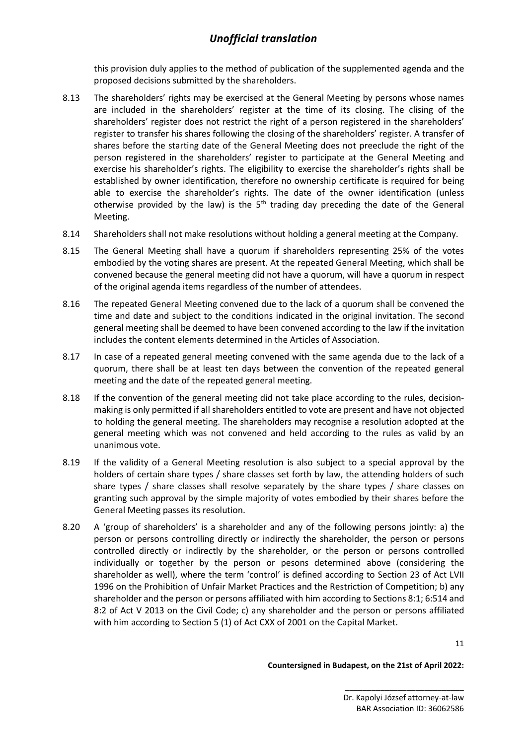this provision duly applies to the method of publication of the supplemented agenda and the proposed decisions submitted by the shareholders.

8.13 The shareholders' rights may be exercised at the General Meeting by persons whose names are included in the shareholders' register at the time of its closing. The clising of the shareholders' register does not restrict the right of a person registered in the shareholders' register to transfer his shares following the closing of the shareholders' register. A transfer of shares before the starting date of the General Meeting does not preeclude the right of the person registered in the shareholders' register to participate at the General Meeting and exercise his shareholder's rights. The eligibility to exercise the shareholder's rights shall be established by owner identification, therefore no ownership certificate is required for being able to exercise the shareholder's rights. The date of the owner identification (unless otherwise provided by the law) is the 5th trading day preceding the date of the General Meeting.

8.14 Shareholders shall not make resolutions without holding a general meeting at the Company.

8.15 The General Meeting shall have a quorum if shareholders representing 25% of the votes embodied by the voting shares are present. At the repeated General Meeting, which shall be convened because the general meeting did not have a quorum, will have a quorum in respect of the original agenda items regardless of the number of attendees.

8.16 The repeated General Meeting convened due to the lack of a quorum shall be convened the time and date and subject to the conditions indicated in the original invitation. The second general meeting shall be deemed to have been convened according to the law if the invitation includes the content elements determined in the Articles of Association.

8.17 In case of a repeated general meeting convened with the same agenda due to the lack of a quorum, there shall be at least ten days between the convention of the repeated general meeting and the date of the repeated general meeting.

8.18 If the convention of the general meeting did not take place according to the rules, decision-making is only permitted if all shareholders entitled to vote are present and have not objected to holding the general meeting. The shareholders may recognise a resolution adopted at the general meeting which was not convened and held according to the rules as valid by an unanimous vote.

8.19 If the validity of a General Meeting resolution is also subject to a special approval by the holders of certain share types / share classes set forth by law, the attending holders of such share types / share classes shall resolve separately by the share types / share classes on granting such approval by the simple majority of votes embodied by their shares before the General Meeting passes its resolution.

8.20 A 'group of shareholders' is a shareholder and any of the following persons jointly: a) the person or persons controlling directly or indirectly the shareholder, the person or persons controlled directly or indirectly by the shareholder, or the person or persons controlled individually or together by the person or pesons determined above (considering the shareholder as well), where the term 'control' is defined according to Section 23 of Act LVII 1996 on the Prohibition of Unfair Market Practices and the Restriction of Competition; b) any shareholder and the person or persons affiliated with him according to Sections 8:1; 6:514 and 8:2 of Act V 2013 on the Civil Code; c) any shareholder and the person or persons affiliated with him according to Section 5 (1) of Act CXX of 2001 on the Capital Market.

**Countersigned in Budapest, on the 21st of April 2022:**

\_\_\_\_\_\_\_\_\_\_\_\_\_\_\_\_\_\_\_\_\_\_\_\_\_\_\_\_

Dr. Kapolyi József attorney-at-law
BAR Association ID: 36062586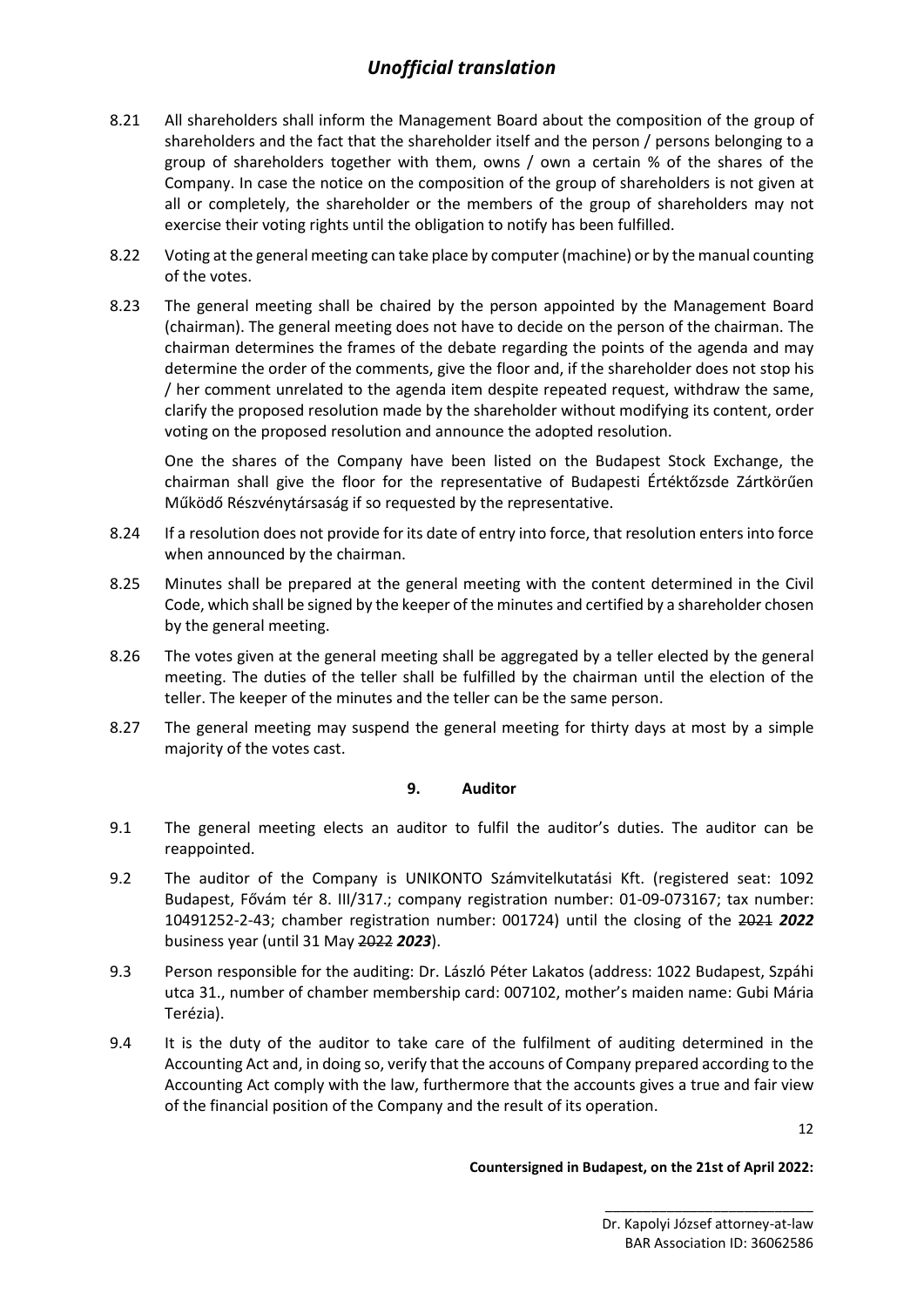*Unofficial translation*

8.21 All shareholders shall inform the Management Board about the composition of the group of shareholders and the fact that the shareholder itself and the person / persons belonging to a group of shareholders together with them, owns / own a certain % of the shares of the Company. In case the notice on the composition of the group of shareholders is not given at all or completely, the shareholder or the members of the group of shareholders may not exercise their voting rights until the obligation to notify has been fulfilled.

8.22 Voting at the general meeting can take place by computer (machine) or by the manual counting of the votes.

8.23 The general meeting shall be chaired by the person appointed by the Management Board (chairman). The general meeting does not have to decide on the person of the chairman. The chairman determines the frames of the debate regarding the points of the agenda and may determine the order of the comments, give the floor and, if the shareholder does not stop his / her comment unrelated to the agenda item despite repeated request, withdraw the same, clarify the proposed resolution made by the shareholder without modifying its content, order voting on the proposed resolution and announce the adopted resolution.

One the shares of the Company have been listed on the Budapest Stock Exchange, the chairman shall give the floor for the representative of Budapesti Értéktőzsde Zártkörűen Működő Részvénytársaság if so requested by the representative.

8.24 If a resolution does not provide for its date of entry into force, that resolution enters into force when announced by the chairman.

8.25 Minutes shall be prepared at the general meeting with the content determined in the Civil Code, which shall be signed by the keeper of the minutes and certified by a shareholder chosen by the general meeting.

8.26 The votes given at the general meeting shall be aggregated by a teller elected by the general meeting. The duties of the teller shall be fulfilled by the chairman until the election of the teller. The keeper of the minutes and the teller can be the same person.

8.27 The general meeting may suspend the general meeting for thirty days at most by a simple majority of the votes cast.

## 9. Auditor

9.1 The general meeting elects an auditor to fulfil the auditor's duties. The auditor can be reappointed.

9.2 The auditor of the Company is UNIKONTO Számvitelkutatási Kft. (registered seat: 1092 Budapest, Fővám tér 8. III/317.; company registration number: 01-09-073167; tax number: 10491252-2-43; chamber registration number: 001724) until the closing of the ~~2021~~ ***2022*** business year (until 31 May ~~2022~~ ***2023***).

9.3 Person responsible for the auditing: Dr. László Péter Lakatos (address: 1022 Budapest, Szpáhi utca 31., number of chamber membership card: 007102, mother's maiden name: Gubi Mária Terézia).

9.4 It is the duty of the auditor to take care of the fulfilment of auditing determined in the Accounting Act and, in doing so, verify that the accouns of Company prepared according to the Accounting Act comply with the law, furthermore that the accounts gives a true and fair view of the financial position of the Company and the result of its operation.

**Countersigned in Budapest, on the 21st of April 2022:**

\_\_\_\_\_\_\_\_\_\_\_\_\_\_\_\_\_\_\_\_\_\_\_\_\_\_\_\_
Dr. Kapolyi József attorney-at-law
BAR Association ID: 36062586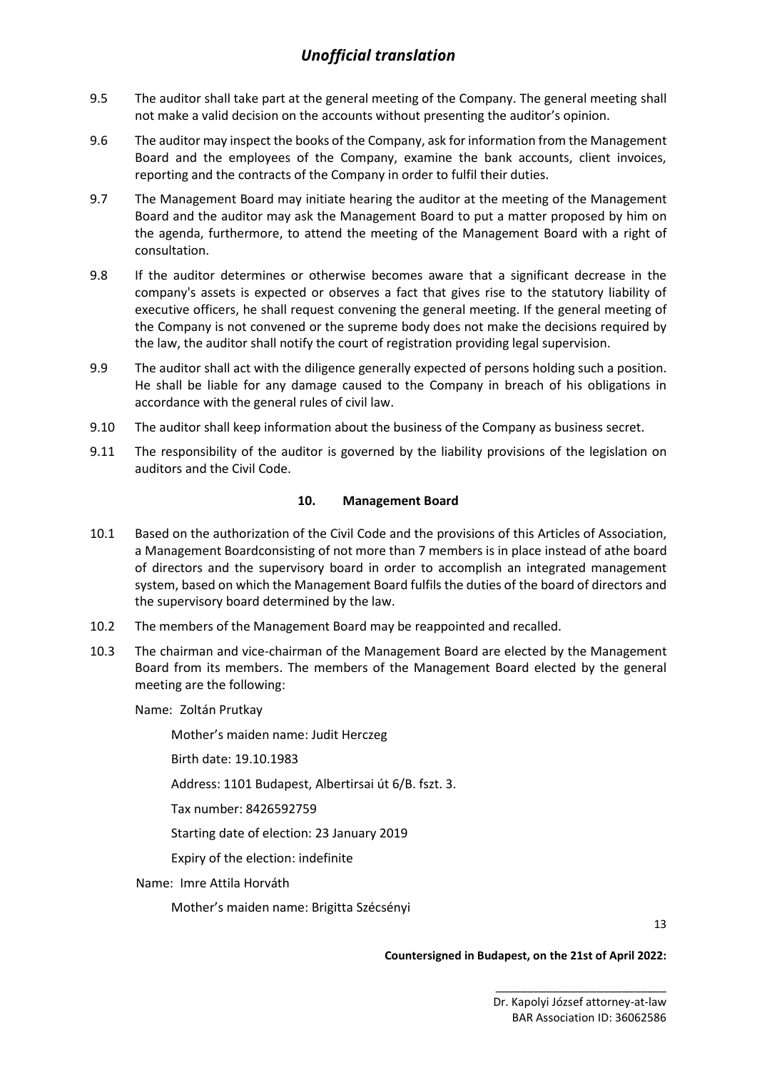9.5 The auditor shall take part at the general meeting of the Company. The general meeting shall not make a valid decision on the accounts without presenting the auditor's opinion.

9.6 The auditor may inspect the books of the Company, ask for information from the Management Board and the employees of the Company, examine the bank accounts, client invoices, reporting and the contracts of the Company in order to fulfil their duties.

9.7 The Management Board may initiate hearing the auditor at the meeting of the Management Board and the auditor may ask the Management Board to put a matter proposed by him on the agenda, furthermore, to attend the meeting of the Management Board with a right of consultation.

9.8 If the auditor determines or otherwise becomes aware that a significant decrease in the company's assets is expected or observes a fact that gives rise to the statutory liability of executive officers, he shall request convening the general meeting. If the general meeting of the Company is not convened or the supreme body does not make the decisions required by the law, the auditor shall notify the court of registration providing legal supervision.

9.9 The auditor shall act with the diligence generally expected of persons holding such a position. He shall be liable for any damage caused to the Company in breach of his obligations in accordance with the general rules of civil law.

9.10 The auditor shall keep information about the business of the Company as business secret.

9.11 The responsibility of the auditor is governed by the liability provisions of the legislation on auditors and the Civil Code.

## 10. Management Board

10.1 Based on the authorization of the Civil Code and the provisions of this Articles of Association, a Management Boardconsisting of not more than 7 members is in place instead of athe board of directors and the supervisory board in order to accomplish an integrated management system, based on which the Management Board fulfils the duties of the board of directors and the supervisory board determined by the law.

10.2 The members of the Management Board may be reappointed and recalled.

10.3 The chairman and vice-chairman of the Management Board are elected by the Management Board from its members. The members of the Management Board elected by the general meeting are the following:

Name: Zoltán Prutkay

Mother's maiden name: Judit Herczeg

Birth date: 19.10.1983

Address: 1101 Budapest, Albertirsai út 6/B. fszt. 3.

Tax number: 8426592759

Starting date of election: 23 January 2019

Expiry of the election: indefinite

Name: Imre Attila Horváth

Mother's maiden name: Brigitta Szécsényi

**Countersigned in Budapest, on the 21st of April 2022:**

\_\_\_\_\_\_\_\_\_\_\_\_\_\_\_\_\_\_\_\_\_\_\_\_\_\_\_\_

Dr. Kapolyi József attorney-at-law
BAR Association ID: 36062586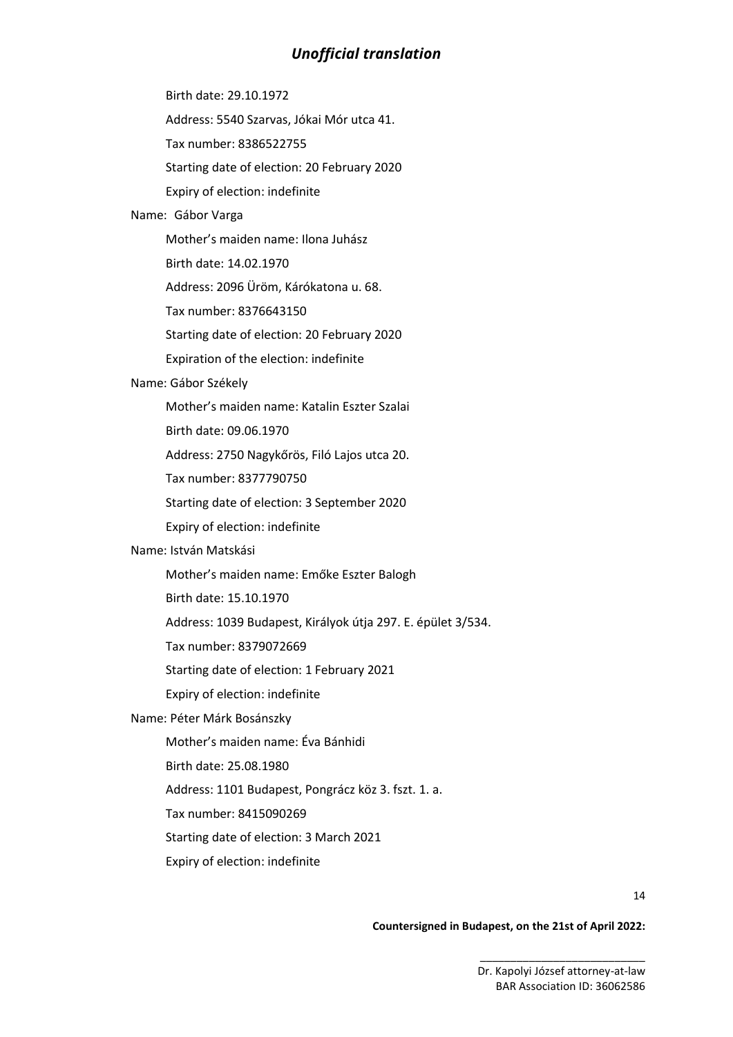*Unofficial translation*

Birth date: 29.10.1972

Address: 5540 Szarvas, Jókai Mór utca 41.

Tax number: 8386522755

Starting date of election: 20 February 2020

Expiry of election: indefinite

Name: Gábor Varga

Mother's maiden name: Ilona Juhász

Birth date: 14.02.1970

Address: 2096 Üröm, Kárókatona u. 68.

Tax number: 8376643150

Starting date of election: 20 February 2020

Expiration of the election: indefinite

Name: Gábor Székely

Mother's maiden name: Katalin Eszter Szalai

Birth date: 09.06.1970

Address: 2750 Nagykőrös, Filó Lajos utca 20.

Tax number: 8377790750

Starting date of election: 3 September 2020

Expiry of election: indefinite

Name: István Matskási

Mother's maiden name: Emőke Eszter Balogh

Birth date: 15.10.1970

Address: 1039 Budapest, Királyok útja 297. E. épület 3/534.

Tax number: 8379072669

Starting date of election: 1 February 2021

Expiry of election: indefinite

Name: Péter Márk Bosánszky

Mother's maiden name: Éva Bánhidi

Birth date: 25.08.1980

Address: 1101 Budapest, Pongrácz köz 3. fszt. 1. a.

Tax number: 8415090269

Starting date of election: 3 March 2021

Expiry of election: indefinite

**Countersigned in Budapest, on the 21st of April 2022:**

\_\_\_\_\_\_\_\_\_\_\_\_\_\_\_\_\_\_\_\_\_\_\_\_\_\_\_\_

Dr. Kapolyi József attorney-at-law

BAR Association ID: 36062586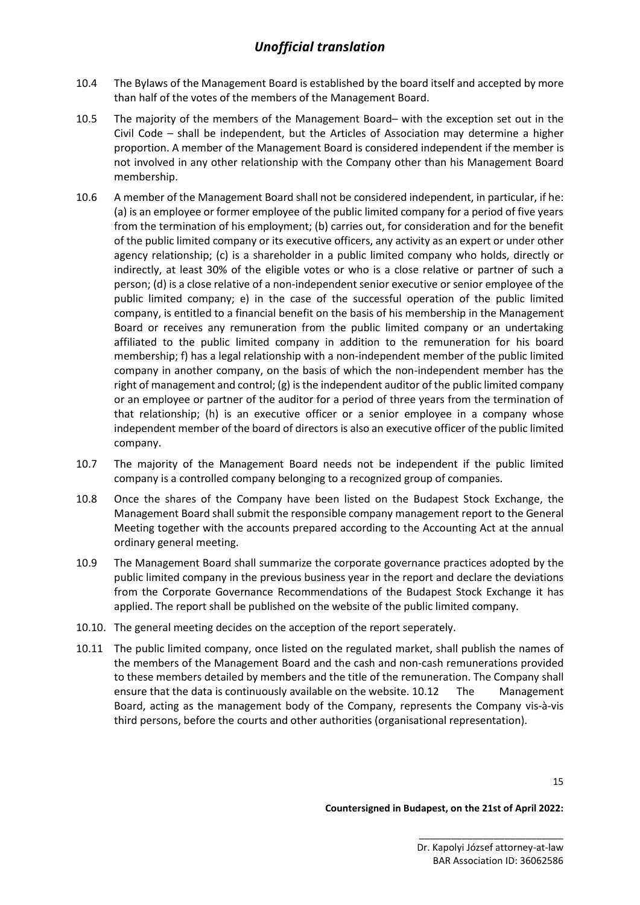10.4 The Bylaws of the Management Board is established by the board itself and accepted by more than half of the votes of the members of the Management Board.

10.5 The majority of the members of the Management Board– with the exception set out in the Civil Code – shall be independent, but the Articles of Association may determine a higher proportion. A member of the Management Board is considered independent if the member is not involved in any other relationship with the Company other than his Management Board membership.

10.6 A member of the Management Board shall not be considered independent, in particular, if he: (a) is an employee or former employee of the public limited company for a period of five years from the termination of his employment; (b) carries out, for consideration and for the benefit of the public limited company or its executive officers, any activity as an expert or under other agency relationship; (c) is a shareholder in a public limited company who holds, directly or indirectly, at least 30% of the eligible votes or who is a close relative or partner of such a person; (d) is a close relative of a non-independent senior executive or senior employee of the public limited company; e) in the case of the successful operation of the public limited company, is entitled to a financial benefit on the basis of his membership in the Management Board or receives any remuneration from the public limited company or an undertaking affiliated to the public limited company in addition to the remuneration for his board membership; f) has a legal relationship with a non-independent member of the public limited company in another company, on the basis of which the non-independent member has the right of management and control; (g) is the independent auditor of the public limited company or an employee or partner of the auditor for a period of three years from the termination of that relationship; (h) is an executive officer or a senior employee in a company whose independent member of the board of directors is also an executive officer of the public limited company.

10.7 The majority of the Management Board needs not be independent if the public limited company is a controlled company belonging to a recognized group of companies.

10.8 Once the shares of the Company have been listed on the Budapest Stock Exchange, the Management Board shall submit the responsible company management report to the General Meeting together with the accounts prepared according to the Accounting Act at the annual ordinary general meeting.

10.9 The Management Board shall summarize the corporate governance practices adopted by the public limited company in the previous business year in the report and declare the deviations from the Corporate Governance Recommendations of the Budapest Stock Exchange it has applied. The report shall be published on the website of the public limited company.

10.10. The general meeting decides on the acception of the report seperately.

10.11 The public limited company, once listed on the regulated market, shall publish the names of the members of the Management Board and the cash and non-cash remunerations provided to these members detailed by members and the title of the remuneration. The Company shall ensure that the data is continuously available on the website. 10.12 The Management Board, acting as the management body of the Company, represents the Company vis-à-vis third persons, before the courts and other authorities (organisational representation).

**Countersigned in Budapest, on the 21st of April 2022:**

\_\_\_\_\_\_\_\_\_\_\_\_\_\_\_\_\_\_\_\_\_\_\_\_\_\_\_\_

Dr. Kapolyi József attorney-at-law

BAR Association ID: 36062586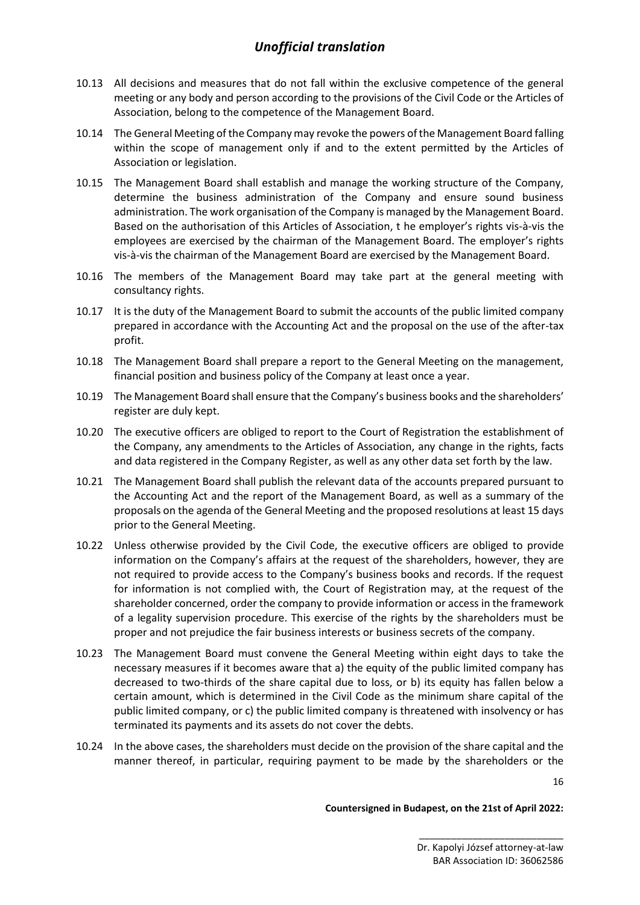10.13 All decisions and measures that do not fall within the exclusive competence of the general meeting or any body and person according to the provisions of the Civil Code or the Articles of Association, belong to the competence of the Management Board.

10.14 The General Meeting of the Company may revoke the powers of the Management Board falling within the scope of management only if and to the extent permitted by the Articles of Association or legislation.

10.15 The Management Board shall establish and manage the working structure of the Company, determine the business administration of the Company and ensure sound business administration. The work organisation of the Company is managed by the Management Board. Based on the authorisation of this Articles of Association, t he employer's rights vis-à-vis the employees are exercised by the chairman of the Management Board. The employer's rights vis-à-vis the chairman of the Management Board are exercised by the Management Board.

10.16 The members of the Management Board may take part at the general meeting with consultancy rights.

10.17 It is the duty of the Management Board to submit the accounts of the public limited company prepared in accordance with the Accounting Act and the proposal on the use of the after-tax profit.

10.18 The Management Board shall prepare a report to the General Meeting on the management, financial position and business policy of the Company at least once a year.

10.19 The Management Board shall ensure that the Company's business books and the shareholders' register are duly kept.

10.20 The executive officers are obliged to report to the Court of Registration the establishment of the Company, any amendments to the Articles of Association, any change in the rights, facts and data registered in the Company Register, as well as any other data set forth by the law.

10.21 The Management Board shall publish the relevant data of the accounts prepared pursuant to the Accounting Act and the report of the Management Board, as well as a summary of the proposals on the agenda of the General Meeting and the proposed resolutions at least 15 days prior to the General Meeting.

10.22 Unless otherwise provided by the Civil Code, the executive officers are obliged to provide information on the Company's affairs at the request of the shareholders, however, they are not required to provide access to the Company's business books and records. If the request for information is not complied with, the Court of Registration may, at the request of the shareholder concerned, order the company to provide information or access in the framework of a legality supervision procedure. This exercise of the rights by the shareholders must be proper and not prejudice the fair business interests or business secrets of the company.

10.23 The Management Board must convene the General Meeting within eight days to take the necessary measures if it becomes aware that a) the equity of the public limited company has decreased to two-thirds of the share capital due to loss, or b) its equity has fallen below a certain amount, which is determined in the Civil Code as the minimum share capital of the public limited company, or c) the public limited company is threatened with insolvency or has terminated its payments and its assets do not cover the debts.

10.24 In the above cases, the shareholders must decide on the provision of the share capital and the manner thereof, in particular, requiring payment to be made by the shareholders or the

**Countersigned in Budapest, on the 21st of April 2022:**

\_\_\_\_\_\_\_\_\_\_\_\_\_\_\_\_\_\_\_\_\_\_\_\_\_\_\_\_

Dr. Kapolyi József attorney-at-law
BAR Association ID: 36062586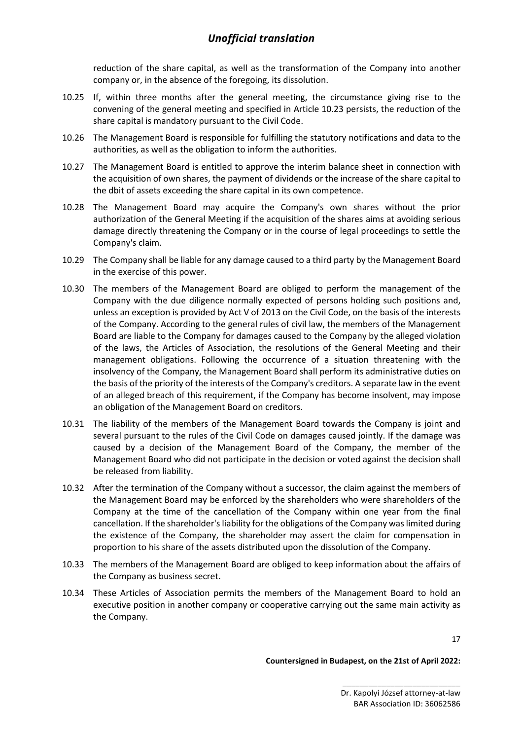reduction of the share capital, as well as the transformation of the Company into another company or, in the absence of the foregoing, its dissolution.

10.25 If, within three months after the general meeting, the circumstance giving rise to the convening of the general meeting and specified in Article 10.23 persists, the reduction of the share capital is mandatory pursuant to the Civil Code.

10.26 The Management Board is responsible for fulfilling the statutory notifications and data to the authorities, as well as the obligation to inform the authorities.

10.27 The Management Board is entitled to approve the interim balance sheet in connection with the acquisition of own shares, the payment of dividends or the increase of the share capital to the dbit of assets exceeding the share capital in its own competence.

10.28 The Management Board may acquire the Company's own shares without the prior authorization of the General Meeting if the acquisition of the shares aims at avoiding serious damage directly threatening the Company or in the course of legal proceedings to settle the Company's claim.

10.29 The Company shall be liable for any damage caused to a third party by the Management Board in the exercise of this power.

10.30 The members of the Management Board are obliged to perform the management of the Company with the due diligence normally expected of persons holding such positions and, unless an exception is provided by Act V of 2013 on the Civil Code, on the basis of the interests of the Company. According to the general rules of civil law, the members of the Management Board are liable to the Company for damages caused to the Company by the alleged violation of the laws, the Articles of Association, the resolutions of the General Meeting and their management obligations. Following the occurrence of a situation threatening with the insolvency of the Company, the Management Board shall perform its administrative duties on the basis of the priority of the interests of the Company's creditors. A separate law in the event of an alleged breach of this requirement, if the Company has become insolvent, may impose an obligation of the Management Board on creditors.

10.31 The liability of the members of the Management Board towards the Company is joint and several pursuant to the rules of the Civil Code on damages caused jointly. If the damage was caused by a decision of the Management Board of the Company, the member of the Management Board who did not participate in the decision or voted against the decision shall be released from liability.

10.32 After the termination of the Company without a successor, the claim against the members of the Management Board may be enforced by the shareholders who were shareholders of the Company at the time of the cancellation of the Company within one year from the final cancellation. If the shareholder's liability for the obligations of the Company was limited during the existence of the Company, the shareholder may assert the claim for compensation in proportion to his share of the assets distributed upon the dissolution of the Company.

10.33 The members of the Management Board are obliged to keep information about the affairs of the Company as business secret.

10.34 These Articles of Association permits the members of the Management Board to hold an executive position in another company or cooperative carrying out the same main activity as the Company.

**Countersigned in Budapest, on the 21st of April 2022:**

\_\_\_\_\_\_\_\_\_\_\_\_\_\_\_\_\_\_\_\_\_\_\_\_\_\_\_\_

Dr. Kapolyi József attorney-at-law
BAR Association ID: 36062586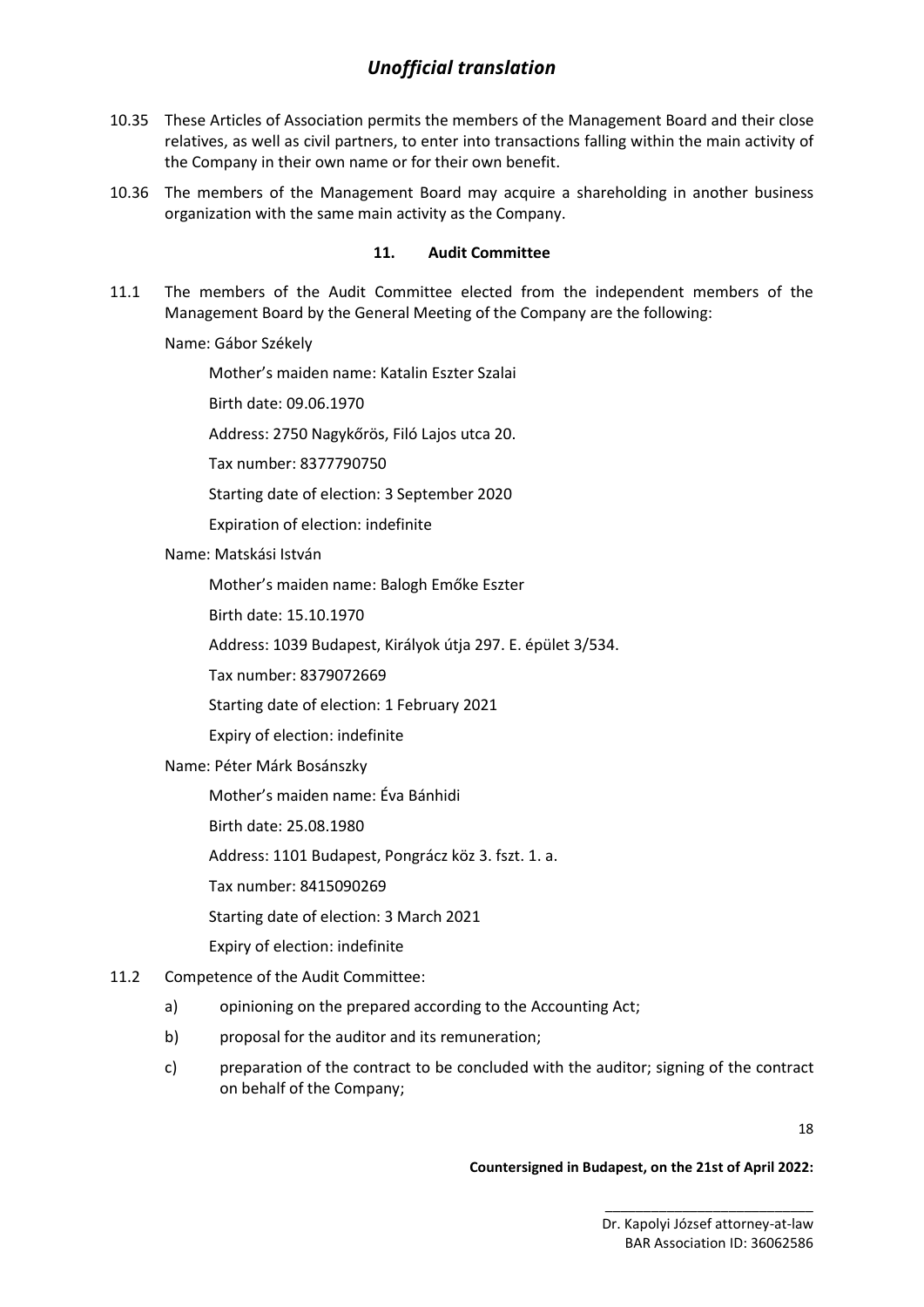*Unofficial translation*

10.35 These Articles of Association permits the members of the Management Board and their close relatives, as well as civil partners, to enter into transactions falling within the main activity of the Company in their own name or for their own benefit.

10.36 The members of the Management Board may acquire a shareholding in another business organization with the same main activity as the Company.

## 11. Audit Committee

11.1 The members of the Audit Committee elected from the independent members of the Management Board by the General Meeting of the Company are the following:

Name: Gábor Székely

Mother's maiden name: Katalin Eszter Szalai

Birth date: 09.06.1970

Address: 2750 Nagykőrös, Filó Lajos utca 20.

Tax number: 8377790750

Starting date of election: 3 September 2020

Expiration of election: indefinite

Name: Matskási István

Mother's maiden name: Balogh Emőke Eszter

Birth date: 15.10.1970

Address: 1039 Budapest, Királyok útja 297. E. épület 3/534.

Tax number: 8379072669

Starting date of election: 1 February 2021

Expiry of election: indefinite

Name: Péter Márk Bosánszky

Mother's maiden name: Éva Bánhidi

Birth date: 25.08.1980

Address: 1101 Budapest, Pongrácz köz 3. fszt. 1. a.

Tax number: 8415090269

Starting date of election: 3 March 2021

Expiry of election: indefinite

11.2 Competence of the Audit Committee:

a) opinioning on the prepared according to the Accounting Act;

b) proposal for the auditor and its remuneration;

c) preparation of the contract to be concluded with the auditor; signing of the contract on behalf of the Company;

**Countersigned in Budapest, on the 21st of April 2022:**

\_\_\_\_\_\_\_\_\_\_\_\_\_\_\_\_\_\_\_\_\_\_\_\_\_\_\_\_

Dr. Kapolyi József attorney-at-law
BAR Association ID: 36062586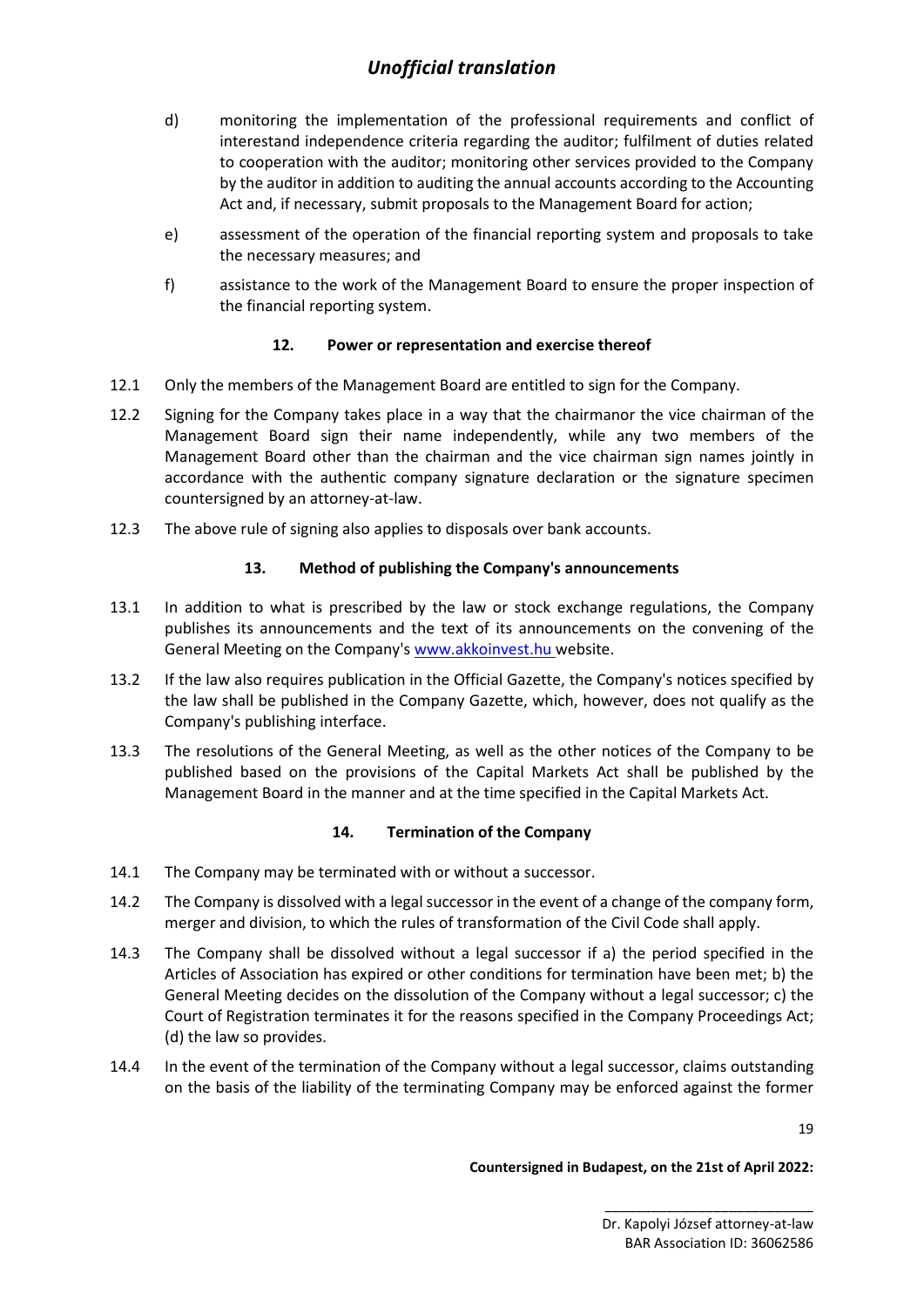d) monitoring the implementation of the professional requirements and conflict of interestand independence criteria regarding the auditor; fulfilment of duties related to cooperation with the auditor; monitoring other services provided to the Company by the auditor in addition to auditing the annual accounts according to the Accounting Act and, if necessary, submit proposals to the Management Board for action;

e) assessment of the operation of the financial reporting system and proposals to take the necessary measures; and

f) assistance to the work of the Management Board to ensure the proper inspection of the financial reporting system.

## 12. Power or representation and exercise thereof

12.1 Only the members of the Management Board are entitled to sign for the Company.

12.2 Signing for the Company takes place in a way that the chairmanor the vice chairman of the Management Board sign their name independently, while any two members of the Management Board other than the chairman and the vice chairman sign names jointly in accordance with the authentic company signature declaration or the signature specimen countersigned by an attorney-at-law.

12.3 The above rule of signing also applies to disposals over bank accounts.

## 13. Method of publishing the Company's announcements

13.1 In addition to what is prescribed by the law or stock exchange regulations, the Company publishes its announcements and the text of its announcements on the convening of the General Meeting on the Company's www.akkoinvest.hu website.

13.2 If the law also requires publication in the Official Gazette, the Company's notices specified by the law shall be published in the Company Gazette, which, however, does not qualify as the Company's publishing interface.

13.3 The resolutions of the General Meeting, as well as the other notices of the Company to be published based on the provisions of the Capital Markets Act shall be published by the Management Board in the manner and at the time specified in the Capital Markets Act.

## 14. Termination of the Company

14.1 The Company may be terminated with or without a successor.

14.2 The Company is dissolved with a legal successor in the event of a change of the company form, merger and division, to which the rules of transformation of the Civil Code shall apply.

14.3 The Company shall be dissolved without a legal successor if a) the period specified in the Articles of Association has expired or other conditions for termination have been met; b) the General Meeting decides on the dissolution of the Company without a legal successor; c) the Court of Registration terminates it for the reasons specified in the Company Proceedings Act; (d) the law so provides.

14.4 In the event of the termination of the Company without a legal successor, claims outstanding on the basis of the liability of the terminating Company may be enforced against the former

**Countersigned in Budapest, on the 21st of April 2022:**

\_\_\_\_\_\_\_\_\_\_\_\_\_\_\_\_\_\_\_\_\_\_\_\_\_\_\_\_
Dr. Kapolyi József attorney-at-law
BAR Association ID: 36062586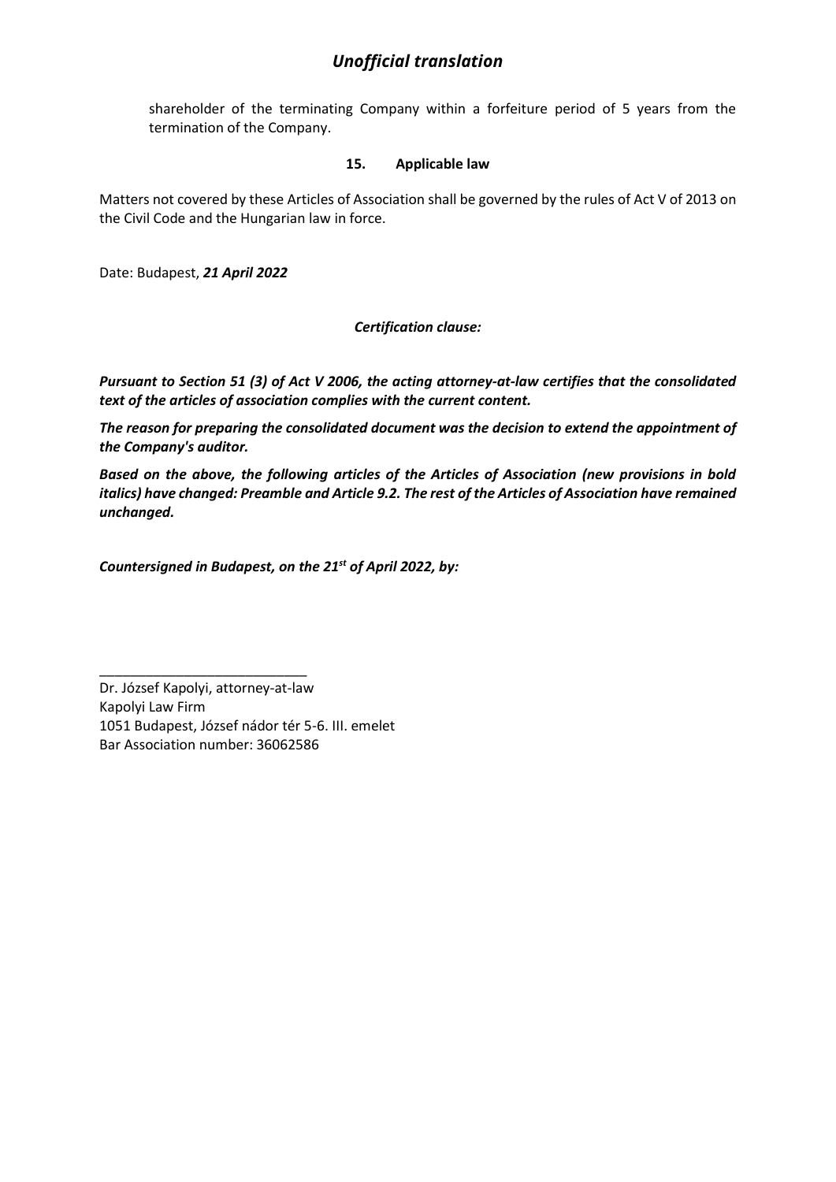shareholder of the terminating Company within a forfeiture period of 5 years from the termination of the Company.

### 15. Applicable law

Matters not covered by these Articles of Association shall be governed by the rules of Act V of 2013 on the Civil Code and the Hungarian law in force.

Date: Budapest, ***21 April 2022***

***Certification clause:***

***Pursuant to Section 51 (3) of Act V 2006, the acting attorney-at-law certifies that the consolidated text of the articles of association complies with the current content.***

***The reason for preparing the consolidated document was the decision to extend the appointment of the Company's auditor.***

***Based on the above, the following articles of the Articles of Association (new provisions in bold italics) have changed: Preamble and Article 9.2. The rest of the Articles of Association have remained unchanged.***

***Countersigned in Budapest, on the 21st of April 2022, by:***

\_\_\_\_\_\_\_\_\_\_\_\_\_\_\_\_\_\_\_\_\_\_\_\_\_\_\_\_

Dr. József Kapolyi, attorney-at-law
Kapolyi Law Firm
1051 Budapest, József nádor tér 5-6. III. emelet
Bar Association number: 36062586